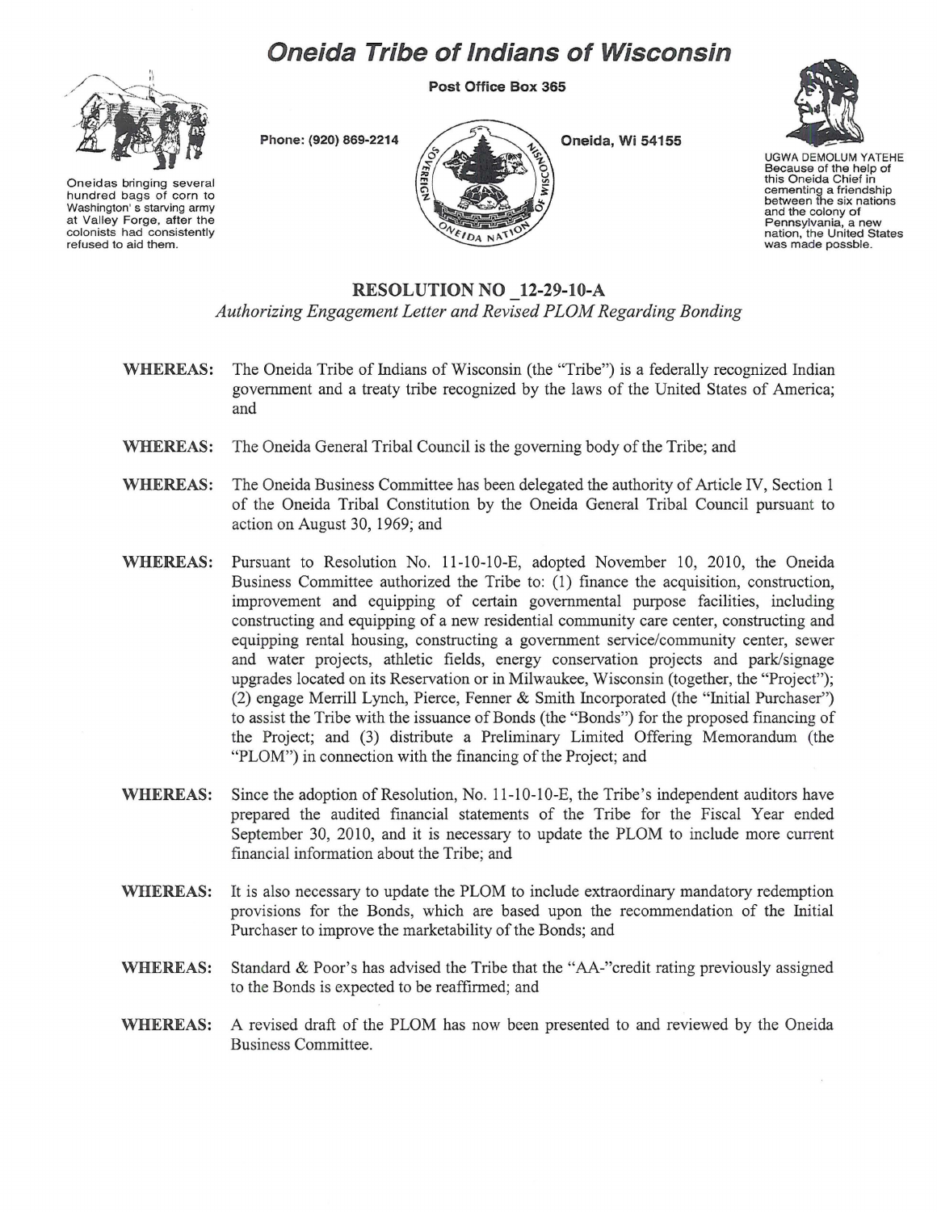# Oneida Tribe of Indians of Wisconsin

Post Office Box 365

Phone: (920) 869-2214

Oneida, Wi 54155

Oneidas bringing several hundred bags of corn to Washington's starving army at Valley Forge, after the colonists had consistently refused to aid them.

UGWA DEMOLUM YATEHE Because of the help of this Oneida Chief in cementing a friendship between the six nations and the colony of Pennsylvania, a new nation, the United States was made possble.

## RESOLUTION NO _12-29-10-A

*Authorizing Engagement Letter and Revised PLOM Regarding Bonding*

**WHEREAS:** The Oneida Tribe of Indians of Wisconsin (the "Tribe") is a federally recognized Indian government and a treaty tribe recognized by the laws of the United States of America; and

**WHEREAS:** The Oneida General Tribal Council is the governing body of the Tribe; and

**WHEREAS:** The Oneida Business Committee has been delegated the authority of Article IV, Section 1 of the Oneida Tribal Constitution by the Oneida General Tribal Council pursuant to action on August 30, 1969; and

**WHEREAS:** Pursuant to Resolution No. 11-10-10-E, adopted November 10, 2010, the Oneida Business Committee authorized the Tribe to: (1) finance the acquisition, construction, improvement and equipping of certain governmental purpose facilities, including constructing and equipping of a new residential community care center, constructing and equipping rental housing, constructing a government service/community center, sewer and water projects, athletic fields, energy conservation projects and park/signage upgrades located on its Reservation or in Milwaukee, Wisconsin (together, the "Project"); (2) engage Merrill Lynch, Pierce, Fenner & Smith Incorporated (the "Initial Purchaser") to assist the Tribe with the issuance of Bonds (the "Bonds") for the proposed financing of the Project; and (3) distribute a Preliminary Limited Offering Memorandum (the "PLOM") in connection with the financing of the Project; and

**WHEREAS:** Since the adoption of Resolution, No. 11-10-10-E, the Tribe's independent auditors have prepared the audited financial statements of the Tribe for the Fiscal Year ended September 30, 2010, and it is necessary to update the PLOM to include more current financial information about the Tribe; and

**WHEREAS:** It is also necessary to update the PLOM to include extraordinary mandatory redemption provisions for the Bonds, which are based upon the recommendation of the Initial Purchaser to improve the marketability of the Bonds; and

**WHEREAS:** Standard & Poor's has advised the Tribe that the "AA-"credit rating previously assigned to the Bonds is expected to be reaffirmed; and

**WHEREAS:** A revised draft of the PLOM has now been presented to and reviewed by the Oneida Business Committee.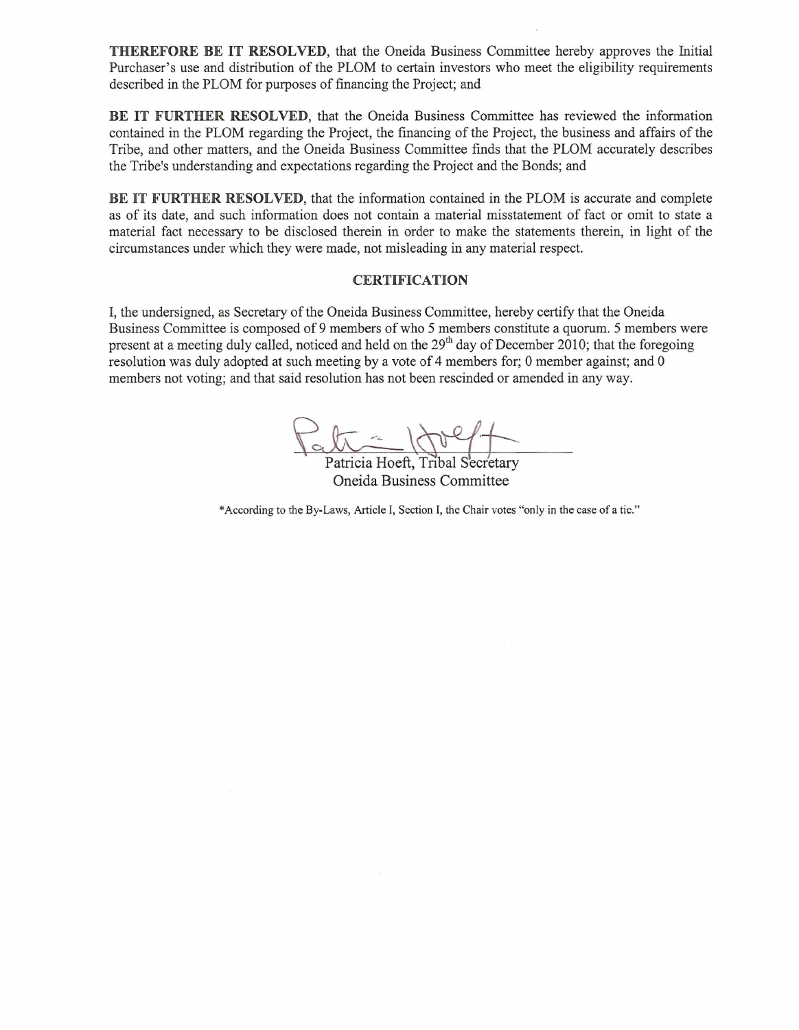**THEREFORE BE IT RESOLVED**, that the Oneida Business Committee hereby approves the Initial Purchaser's use and distribution of the PLOM to certain investors who meet the eligibility requirements described in the PLOM for purposes of financing the Project; and

**BE IT FURTHER RESOLVED**, that the Oneida Business Committee has reviewed the information contained in the PLOM regarding the Project, the financing of the Project, the business and affairs of the Tribe, and other matters, and the Oneida Business Committee finds that the PLOM accurately describes the Tribe's understanding and expectations regarding the Project and the Bonds; and

**BE IT FURTHER RESOLVED**, that the information contained in the PLOM is accurate and complete as of its date, and such information does not contain a material misstatement of fact or omit to state a material fact necessary to be disclosed therein in order to make the statements therein, in light of the circumstances under which they were made, not misleading in any material respect.

## CERTIFICATION

I, the undersigned, as Secretary of the Oneida Business Committee, hereby certify that the Oneida Business Committee is composed of 9 members of who 5 members constitute a quorum. 5 members were present at a meeting duly called, noticed and held on the 29th day of December 2010; that the foregoing resolution was duly adopted at such meeting by a vote of 4 members for; 0 member against; and 0 members not voting; and that said resolution has not been rescinded or amended in any way.

Patricia Hoeft, Tribal Secretary
Oneida Business Committee

*According to the By-Laws, Article I, Section I, the Chair votes "only in the case of a tie."